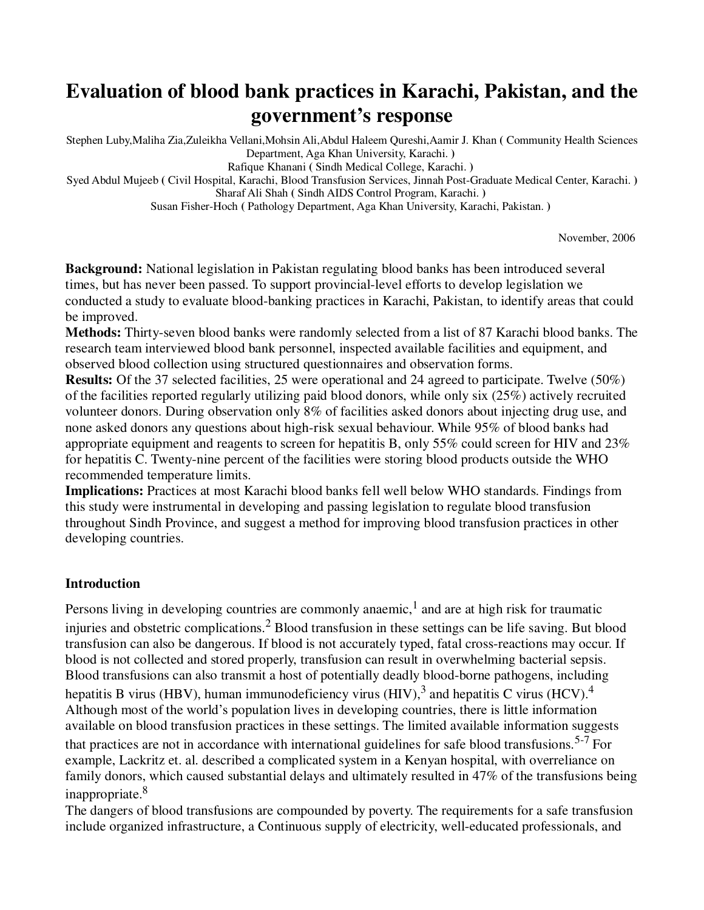# Evaluation of blood bank practices in Karachi, Pakistan, and the government's response

Stephen Luby,Maliha Zia,Zuleikha Vellani,Mohsin Ali,Abdul Haleem Qureshi,Aamir J. Khan ( Community Health Sciences Department, Aga Khan University, Karachi. )
Rafique Khanani ( Sindh Medical College, Karachi. )
Syed Abdul Mujeeb ( Civil Hospital, Karachi, Blood Transfusion Services, Jinnah Post-Graduate Medical Center, Karachi. )
Sharaf Ali Shah ( Sindh AIDS Control Program, Karachi. )
Susan Fisher-Hoch ( Pathology Department, Aga Khan University, Karachi, Pakistan. )

November, 2006

**Background:** National legislation in Pakistan regulating blood banks has been introduced several times, but has never been passed. To support provincial-level efforts to develop legislation we conducted a study to evaluate blood-banking practices in Karachi, Pakistan, to identify areas that could be improved.
**Methods:** Thirty-seven blood banks were randomly selected from a list of 87 Karachi blood banks. The research team interviewed blood bank personnel, inspected available facilities and equipment, and observed blood collection using structured questionnaires and observation forms.
**Results:** Of the 37 selected facilities, 25 were operational and 24 agreed to participate. Twelve (50%) of the facilities reported regularly utilizing paid blood donors, while only six (25%) actively recruited volunteer donors. During observation only 8% of facilities asked donors about injecting drug use, and none asked donors any questions about high-risk sexual behaviour. While 95% of blood banks had appropriate equipment and reagents to screen for hepatitis B, only 55% could screen for HIV and 23% for hepatitis C. Twenty-nine percent of the facilities were storing blood products outside the WHO recommended temperature limits.
**Implications:** Practices at most Karachi blood banks fell well below WHO standards. Findings from this study were instrumental in developing and passing legislation to regulate blood transfusion throughout Sindh Province, and suggest a method for improving blood transfusion practices in other developing countries.

## Introduction

Persons living in developing countries are commonly anaemic,[1] and are at high risk for traumatic injuries and obstetric complications.[2] Blood transfusion in these settings can be life saving. But blood transfusion can also be dangerous. If blood is not accurately typed, fatal cross-reactions may occur. If blood is not collected and stored properly, transfusion can result in overwhelming bacterial sepsis. Blood transfusions can also transmit a host of potentially deadly blood-borne pathogens, including hepatitis B virus (HBV), human immunodeficiency virus (HIV),[3] and hepatitis C virus (HCV).[4] Although most of the world's population lives in developing countries, there is little information available on blood transfusion practices in these settings. The limited available information suggests that practices are not in accordance with international guidelines for safe blood transfusions.[5-7] For example, Lackritz et. al. described a complicated system in a Kenyan hospital, with overreliance on family donors, which caused substantial delays and ultimately resulted in 47% of the transfusions being inappropriate.[8]
The dangers of blood transfusions are compounded by poverty. The requirements for a safe transfusion include organized infrastructure, a Continuous supply of electricity, well-educated professionals, and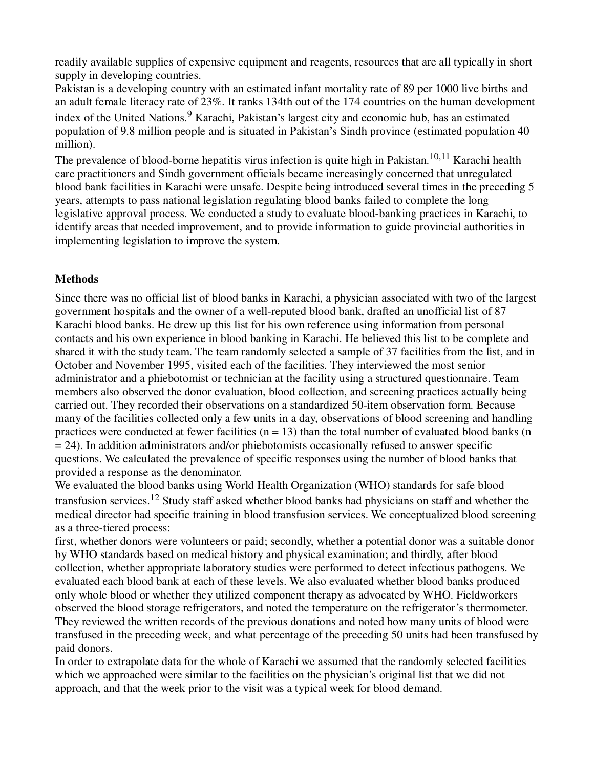readily available supplies of expensive equipment and reagents, resources that are all typically in short supply in developing countries.

Pakistan is a developing country with an estimated infant mortality rate of 89 per 1000 live births and an adult female literacy rate of 23%. It ranks 134th out of the 174 countries on the human development index of the United Nations.[9] Karachi, Pakistan's largest city and economic hub, has an estimated population of 9.8 million people and is situated in Pakistan's Sindh province (estimated population 40 million).

The prevalence of blood-borne hepatitis virus infection is quite high in Pakistan.[10,11] Karachi health care practitioners and Sindh government officials became increasingly concerned that unregulated blood bank facilities in Karachi were unsafe. Despite being introduced several times in the preceding 5 years, attempts to pass national legislation regulating blood banks failed to complete the long legislative approval process. We conducted a study to evaluate blood-banking practices in Karachi, to identify areas that needed improvement, and to provide information to guide provincial authorities in implementing legislation to improve the system.

## Methods

Since there was no official list of blood banks in Karachi, a physician associated with two of the largest government hospitals and the owner of a well-reputed blood bank, drafted an unofficial list of 87 Karachi blood banks. He drew up this list for his own reference using information from personal contacts and his own experience in blood banking in Karachi. He believed this list to be complete and shared it with the study team. The team randomly selected a sample of 37 facilities from the list, and in October and November 1995, visited each of the facilities. They interviewed the most senior administrator and a phiebotomist or technician at the facility using a structured questionnaire. Team members also observed the donor evaluation, blood collection, and screening practices actually being carried out. They recorded their observations on a standardized 50-item observation form. Because many of the facilities collected only a few units in a day, observations of blood screening and handling practices were conducted at fewer facilities (n = 13) than the total number of evaluated blood banks (n = 24). In addition administrators and/or phiebotomists occasionally refused to answer specific questions. We calculated the prevalence of specific responses using the number of blood banks that provided a response as the denominator.

We evaluated the blood banks using World Health Organization (WHO) standards for safe blood transfusion services.[12] Study staff asked whether blood banks had physicians on staff and whether the medical director had specific training in blood transfusion services. We conceptualized blood screening as a three-tiered process:

first, whether donors were volunteers or paid; secondly, whether a potential donor was a suitable donor by WHO standards based on medical history and physical examination; and thirdly, after blood collection, whether appropriate laboratory studies were performed to detect infectious pathogens. We evaluated each blood bank at each of these levels. We also evaluated whether blood banks produced only whole blood or whether they utilized component therapy as advocated by WHO. Fieldworkers observed the blood storage refrigerators, and noted the temperature on the refrigerator's thermometer. They reviewed the written records of the previous donations and noted how many units of blood were transfused in the preceding week, and what percentage of the preceding 50 units had been transfused by paid donors.

In order to extrapolate data for the whole of Karachi we assumed that the randomly selected facilities which we approached were similar to the facilities on the physician's original list that we did not approach, and that the week prior to the visit was a typical week for blood demand.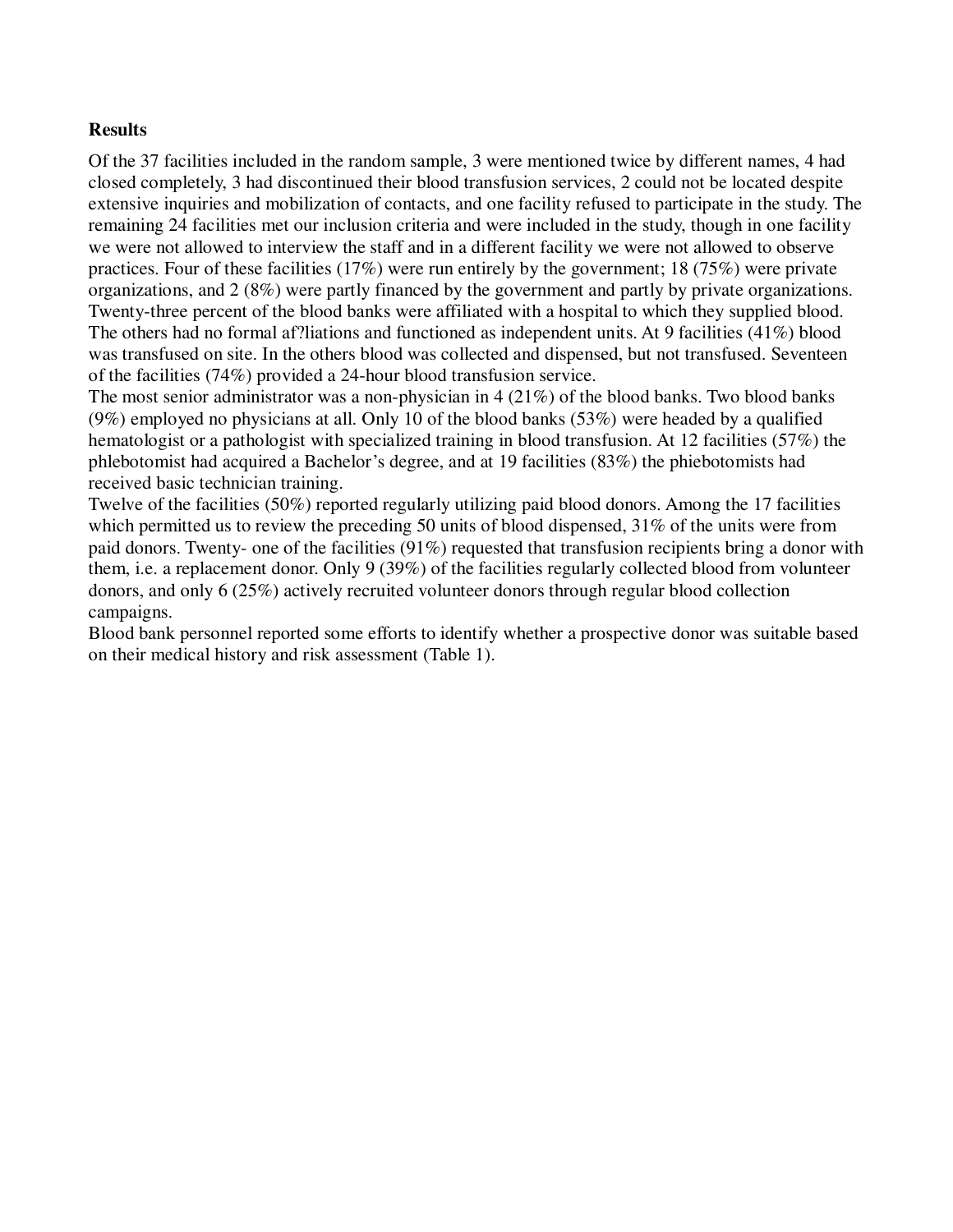**Results**

Of the 37 facilities included in the random sample, 3 were mentioned twice by different names, 4 had closed completely, 3 had discontinued their blood transfusion services, 2 could not be located despite extensive inquiries and mobilization of contacts, and one facility refused to participate in the study. The remaining 24 facilities met our inclusion criteria and were included in the study, though in one facility we were not allowed to interview the staff and in a different facility we were not allowed to observe practices. Four of these facilities (17%) were run entirely by the government; 18 (75%) were private organizations, and 2 (8%) were partly financed by the government and partly by private organizations. Twenty-three percent of the blood banks were affiliated with a hospital to which they supplied blood. The others had no formal af?liations and functioned as independent units. At 9 facilities (41%) blood was transfused on site. In the others blood was collected and dispensed, but not transfused. Seventeen of the facilities (74%) provided a 24-hour blood transfusion service.

The most senior administrator was a non-physician in 4 (21%) of the blood banks. Two blood banks (9%) employed no physicians at all. Only 10 of the blood banks (53%) were headed by a qualified hematologist or a pathologist with specialized training in blood transfusion. At 12 facilities (57%) the phlebotomist had acquired a Bachelor's degree, and at 19 facilities (83%) the phiebotomists had received basic technician training.

Twelve of the facilities (50%) reported regularly utilizing paid blood donors. Among the 17 facilities which permitted us to review the preceding 50 units of blood dispensed, 31% of the units were from paid donors. Twenty- one of the facilities (91%) requested that transfusion recipients bring a donor with them, i.e. a replacement donor. Only 9 (39%) of the facilities regularly collected blood from volunteer donors, and only 6 (25%) actively recruited volunteer donors through regular blood collection campaigns.

Blood bank personnel reported some efforts to identify whether a prospective donor was suitable based on their medical history and risk assessment (Table 1).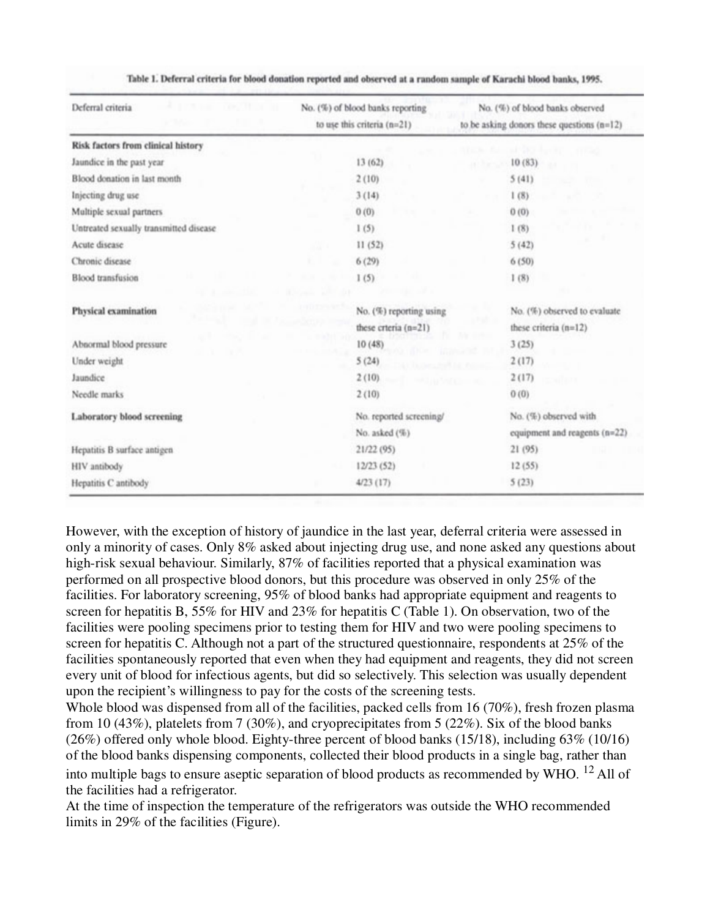Table 1. Deferral criteria for blood donation reported and observed at a random sample of Karachi blood banks, 1995.

| Deferral criteria | No. (%) of blood banks reporting to use this criteria (n=21) | No. (%) of blood banks observed to be asking donors these questions (n=12) |
|---|---|---|
| **Risk factors from clinical history** | | |
| Jaundice in the past year | 13 (62) | 10 (83) |
| Blood donation in last month | 2 (10) | 5 (41) |
| Injecting drug use | 3 (14) | 1 (8) |
| Multiple sexual partners | 0 (0) | 0 (0) |
| Untreated sexually transmitted disease | 1 (5) | 1 (8) |
| Acute disease | 11 (52) | 5 (42) |
| Chronic disease | 6 (29) | 6 (50) |
| Blood transfusion | 1 (5) | 1 (8) |
| **Physical examination** | No. (%) reporting using these crteria (n=21) | No. (%) observed to evaluate these criteria (n=12) |
| Abnormal blood pressure | 10 (48) | 3 (25) |
| Under weight | 5 (24) | 2 (17) |
| Jaundice | 2 (10) | 2 (17) |
| Needle marks | 2 (10) | 0 (0) |
| **Laboratory blood screening** | No. reported screening/ No. asked (%) | No. (%) observed with equipment and reagents (n=22) |
| Hepatitis B surface antigen | 21/22 (95) | 21 (95) |
| HIV antibody | 12/23 (52) | 12 (55) |
| Hepatitis C antibody | 4/23 (17) | 5 (23) |

However, with the exception of history of jaundice in the last year, deferral criteria were assessed in only a minority of cases. Only 8% asked about injecting drug use, and none asked any questions about high-risk sexual behaviour. Similarly, 87% of facilities reported that a physical examination was performed on all prospective blood donors, but this procedure was observed in only 25% of the facilities. For laboratory screening, 95% of blood banks had appropriate equipment and reagents to screen for hepatitis B, 55% for HIV and 23% for hepatitis C (Table 1). On observation, two of the facilities were pooling specimens prior to testing them for HIV and two were pooling specimens to screen for hepatitis C. Although not a part of the structured questionnaire, respondents at 25% of the facilities spontaneously reported that even when they had equipment and reagents, they did not screen every unit of blood for infectious agents, but did so selectively. This selection was usually dependent upon the recipient's willingness to pay for the costs of the screening tests.

Whole blood was dispensed from all of the facilities, packed cells from 16 (70%), fresh frozen plasma from 10 (43%), platelets from 7 (30%), and cryoprecipitates from 5 (22%). Six of the blood banks (26%) offered only whole blood. Eighty-three percent of blood banks (15/18), including 63% (10/16) of the blood banks dispensing components, collected their blood products in a single bag, rather than into multiple bags to ensure aseptic separation of blood products as recommended by WHO. [12] All of the facilities had a refrigerator.

At the time of inspection the temperature of the refrigerators was outside the WHO recommended limits in 29% of the facilities (Figure).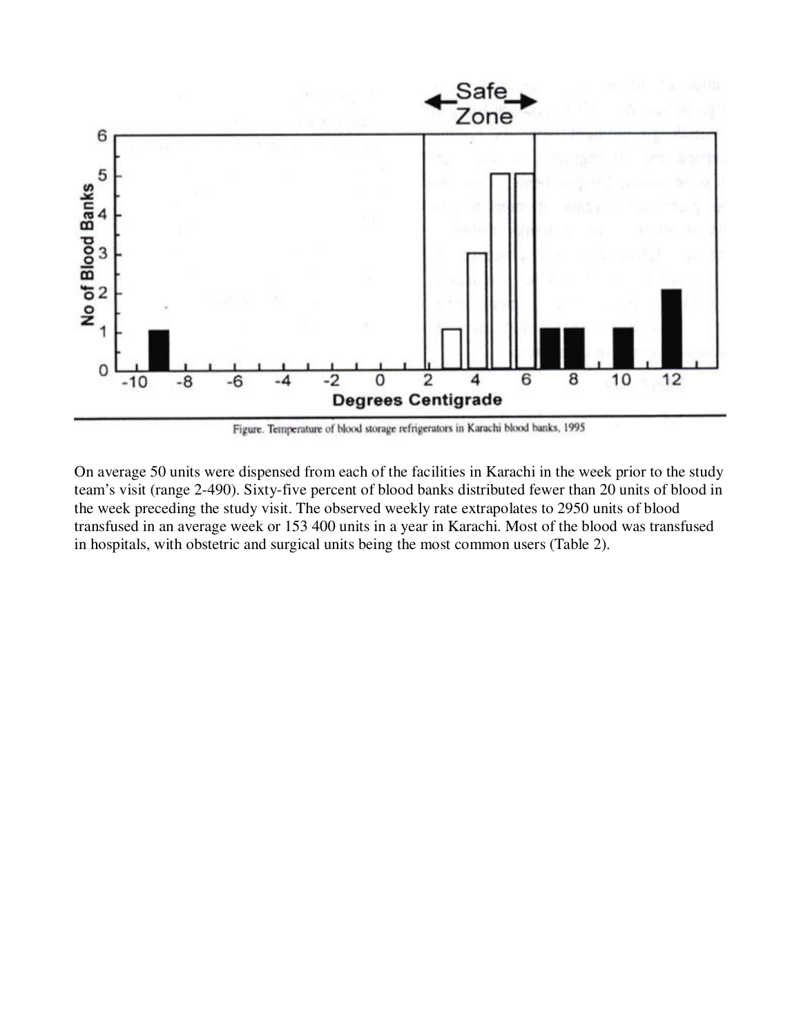Figure. Temperature of blood storage refrigerators in Karachi blood banks, 1995

On average 50 units were dispensed from each of the facilities in Karachi in the week prior to the study team's visit (range 2-490). Sixty-five percent of blood banks distributed fewer than 20 units of blood in the week preceding the study visit. The observed weekly rate extrapolates to 2950 units of blood transfused in an average week or 153 400 units in a year in Karachi. Most of the blood was transfused in hospitals, with obstetric and surgical units being the most common users (Table 2).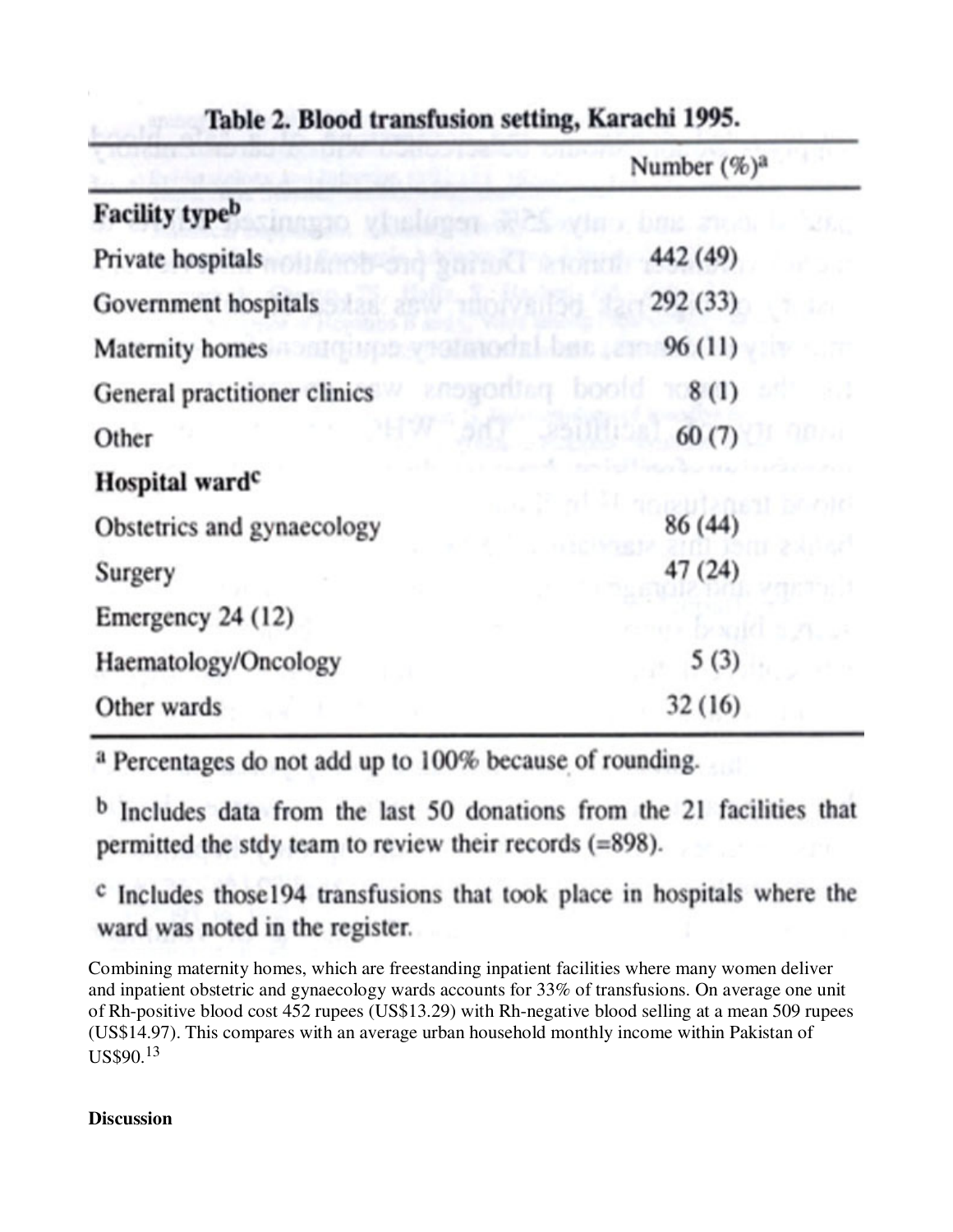**Table 2. Blood transfusion setting, Karachi 1995.**

| | Number (%)[a] |
|---|---|
| **Facility type[b]** | |
| Private hospitals | 442 (49) |
| Government hospitals | 292 (33) |
| Maternity homes | 96 (11) |
| General practitioner clinics | 8 (1) |
| Other | 60 (7) |
| **Hospital ward[c]** | |
| Obstetrics and gynaecology | 86 (44) |
| Surgery | 47 (24) |
| Emergency | 24 (12) |
| Haematology/Oncology | 5 (3) |
| Other wards | 32 (16) |

[a] Percentages do not add up to 100% because of rounding.

[b] Includes data from the last 50 donations from the 21 facilities that permitted the stdy team to review their records (=898).

[c] Includes those194 transfusions that took place in hospitals where the ward was noted in the register.

Combining maternity homes, which are freestanding inpatient facilities where many women deliver and inpatient obstetric and gynaecology wards accounts for 33% of transfusions. On average one unit of Rh-positive blood cost 452 rupees (US$13.29) with Rh-negative blood selling at a mean 509 rupees (US$14.97). This compares with an average urban household monthly income within Pakistan of US$90.[13]

**Discussion**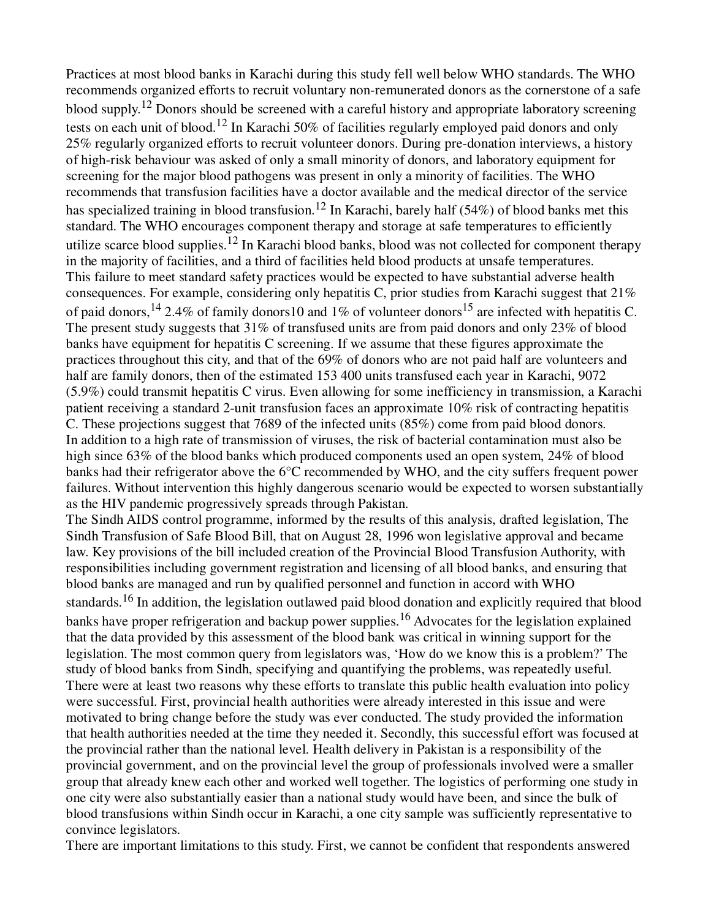Practices at most blood banks in Karachi during this study fell well below WHO standards. The WHO recommends organized efforts to recruit voluntary non-remunerated donors as the cornerstone of a safe blood supply.[12] Donors should be screened with a careful history and appropriate laboratory screening tests on each unit of blood.[12] In Karachi 50% of facilities regularly employed paid donors and only 25% regularly organized efforts to recruit volunteer donors. During pre-donation interviews, a history of high-risk behaviour was asked of only a small minority of donors, and laboratory equipment for screening for the major blood pathogens was present in only a minority of facilities. The WHO recommends that transfusion facilities have a doctor available and the medical director of the service has specialized training in blood transfusion.[12] In Karachi, barely half (54%) of blood banks met this standard. The WHO encourages component therapy and storage at safe temperatures to efficiently utilize scarce blood supplies.[12] In Karachi blood banks, blood was not collected for component therapy in the majority of facilities, and a third of facilities held blood products at unsafe temperatures.

This failure to meet standard safety practices would be expected to have substantial adverse health consequences. For example, considering only hepatitis C, prior studies from Karachi suggest that 21% of paid donors,[14] 2.4% of family donors10 and 1% of volunteer donors[15] are infected with hepatitis C. The present study suggests that 31% of transfused units are from paid donors and only 23% of blood banks have equipment for hepatitis C screening. If we assume that these figures approximate the practices throughout this city, and that of the 69% of donors who are not paid half are volunteers and half are family donors, then of the estimated 153 400 units transfused each year in Karachi, 9072 (5.9%) could transmit hepatitis C virus. Even allowing for some inefficiency in transmission, a Karachi patient receiving a standard 2-unit transfusion faces an approximate 10% risk of contracting hepatitis C. These projections suggest that 7689 of the infected units (85%) come from paid blood donors.

In addition to a high rate of transmission of viruses, the risk of bacterial contamination must also be high since 63% of the blood banks which produced components used an open system, 24% of blood banks had their refrigerator above the 6°C recommended by WHO, and the city suffers frequent power failures. Without intervention this highly dangerous scenario would be expected to worsen substantially as the HIV pandemic progressively spreads through Pakistan.

The Sindh AIDS control programme, informed by the results of this analysis, drafted legislation, The Sindh Transfusion of Safe Blood Bill, that on August 28, 1996 won legislative approval and became law. Key provisions of the bill included creation of the Provincial Blood Transfusion Authority, with responsibilities including government registration and licensing of all blood banks, and ensuring that blood banks are managed and run by qualified personnel and function in accord with WHO standards.[16] In addition, the legislation outlawed paid blood donation and explicitly required that blood banks have proper refrigeration and backup power supplies.[16] Advocates for the legislation explained that the data provided by this assessment of the blood bank was critical in winning support for the legislation. The most common query from legislators was, 'How do we know this is a problem?' The study of blood banks from Sindh, specifying and quantifying the problems, was repeatedly useful.

There were at least two reasons why these efforts to translate this public health evaluation into policy were successful. First, provincial health authorities were already interested in this issue and were motivated to bring change before the study was ever conducted. The study provided the information that health authorities needed at the time they needed it. Secondly, this successful effort was focused at the provincial rather than the national level. Health delivery in Pakistan is a responsibility of the provincial government, and on the provincial level the group of professionals involved were a smaller group that already knew each other and worked well together. The logistics of performing one study in one city were also substantially easier than a national study would have been, and since the bulk of blood transfusions within Sindh occur in Karachi, a one city sample was sufficiently representative to convince legislators.

There are important limitations to this study. First, we cannot be confident that respondents answered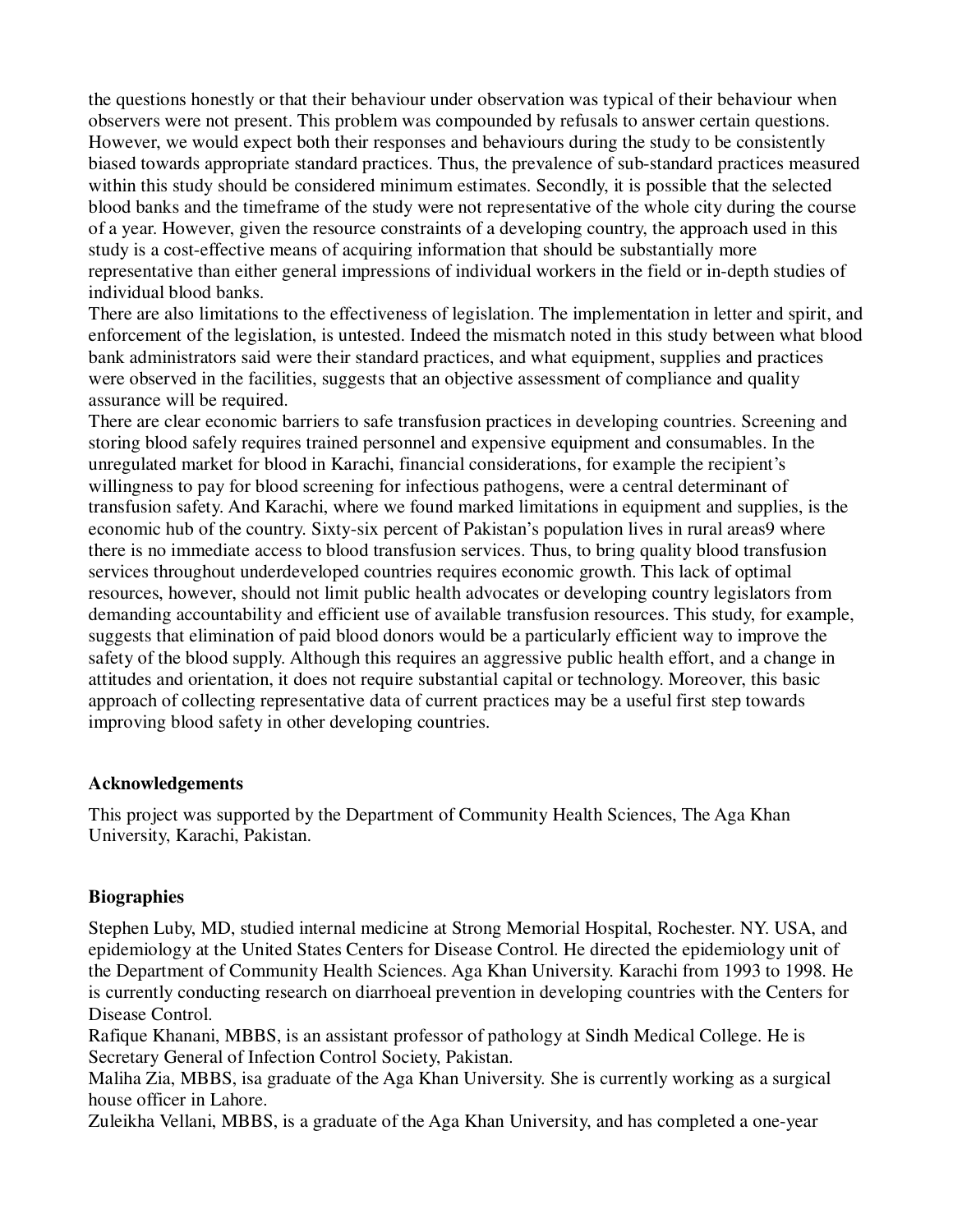the questions honestly or that their behaviour under observation was typical of their behaviour when observers were not present. This problem was compounded by refusals to answer certain questions. However, we would expect both their responses and behaviours during the study to be consistently biased towards appropriate standard practices. Thus, the prevalence of sub-standard practices measured within this study should be considered minimum estimates. Secondly, it is possible that the selected blood banks and the timeframe of the study were not representative of the whole city during the course of a year. However, given the resource constraints of a developing country, the approach used in this study is a cost-effective means of acquiring information that should be substantially more representative than either general impressions of individual workers in the field or in-depth studies of individual blood banks.

There are also limitations to the effectiveness of legislation. The implementation in letter and spirit, and enforcement of the legislation, is untested. Indeed the mismatch noted in this study between what blood bank administrators said were their standard practices, and what equipment, supplies and practices were observed in the facilities, suggests that an objective assessment of compliance and quality assurance will be required.

There are clear economic barriers to safe transfusion practices in developing countries. Screening and storing blood safely requires trained personnel and expensive equipment and consumables. In the unregulated market for blood in Karachi, financial considerations, for example the recipient's willingness to pay for blood screening for infectious pathogens, were a central determinant of transfusion safety. And Karachi, where we found marked limitations in equipment and supplies, is the economic hub of the country. Sixty-six percent of Pakistan's population lives in rural areas[9] where there is no immediate access to blood transfusion services. Thus, to bring quality blood transfusion services throughout underdeveloped countries requires economic growth. This lack of optimal resources, however, should not limit public health advocates or developing country legislators from demanding accountability and efficient use of available transfusion resources. This study, for example, suggests that elimination of paid blood donors would be a particularly efficient way to improve the safety of the blood supply. Although this requires an aggressive public health effort, and a change in attitudes and orientation, it does not require substantial capital or technology. Moreover, this basic approach of collecting representative data of current practices may be a useful first step towards improving blood safety in other developing countries.

## Acknowledgements

This project was supported by the Department of Community Health Sciences, The Aga Khan University, Karachi, Pakistan.

## Biographies

Stephen Luby, MD, studied internal medicine at Strong Memorial Hospital, Rochester. NY. USA, and epidemiology at the United States Centers for Disease Control. He directed the epidemiology unit of the Department of Community Health Sciences. Aga Khan University. Karachi from 1993 to 1998. He is currently conducting research on diarrhoeal prevention in developing countries with the Centers for Disease Control.

Rafique Khanani, MBBS, is an assistant professor of pathology at Sindh Medical College. He is Secretary General of Infection Control Society, Pakistan.

Maliha Zia, MBBS, isa graduate of the Aga Khan University. She is currently working as a surgical house officer in Lahore.

Zuleikha Vellani, MBBS, is a graduate of the Aga Khan University, and has completed a one-year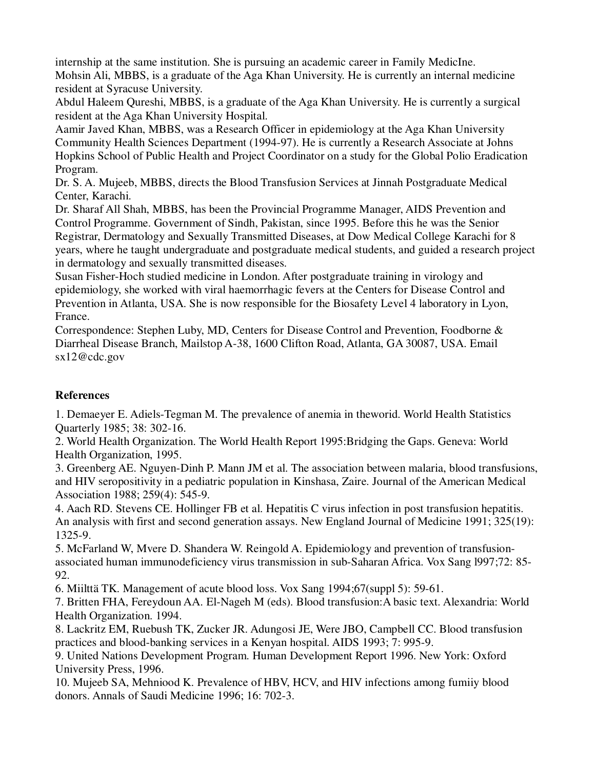internship at the same institution. She is pursuing an academic career in Family MedicIne.
Mohsin Ali, MBBS, is a graduate of the Aga Khan University. He is currently an internal medicine resident at Syracuse University.
Abdul Haleem Qureshi, MBBS, is a graduate of the Aga Khan University. He is currently a surgical resident at the Aga Khan University Hospital.
Aamir Javed Khan, MBBS, was a Research Officer in epidemiology at the Aga Khan University Community Health Sciences Department (1994-97). He is currently a Research Associate at Johns Hopkins School of Public Health and Project Coordinator on a study for the Global Polio Eradication Program.
Dr. S. A. Mujeeb, MBBS, directs the Blood Transfusion Services at Jinnah Postgraduate Medical Center, Karachi.
Dr. Sharaf All Shah, MBBS, has been the Provincial Programme Manager, AIDS Prevention and Control Programme. Government of Sindh, Pakistan, since 1995. Before this he was the Senior Registrar, Dermatology and Sexually Transmitted Diseases, at Dow Medical College Karachi for 8 years, where he taught undergraduate and postgraduate medical students, and guided a research project in dermatology and sexually transmitted diseases.
Susan Fisher-Hoch studied medicine in London. After postgraduate training in virology and epidemiology, she worked with viral haemorrhagic fevers at the Centers for Disease Control and Prevention in Atlanta, USA. She is now responsible for the Biosafety Level 4 laboratory in Lyon, France.
Correspondence: Stephen Luby, MD, Centers for Disease Control and Prevention, Foodborne & Diarrheal Disease Branch, Mailstop A-38, 1600 Clifton Road, Atlanta, GA 30087, USA. Email sx12@cdc.gov

**References**

1. Demaeyer E. Adiels-Tegman M. The prevalence of anemia in theworid. World Health Statistics Quarterly 1985; 38: 302-16.
2. World Health Organization. The World Health Report 1995:Bridging the Gaps. Geneva: World Health Organization, 1995.
3. Greenberg AE. Nguyen-Dinh P. Mann JM et al. The association between malaria, blood transfusions, and HIV seropositivity in a pediatric population in Kinshasa, Zaire. Journal of the American Medical Association 1988; 259(4): 545-9.
4. Aach RD. Stevens CE. Hollinger FB et al. Hepatitis C virus infection in post transfusion hepatitis. An analysis with first and second generation assays. New England Journal of Medicine 1991; 325(19): 1325-9.
5. McFarland W, Mvere D. Shandera W. Reingold A. Epidemiology and prevention of transfusion-associated human immunodeficiency virus transmission in sub-Saharan Africa. Vox Sang l997;72: 85-92.
6. Miilttä TK. Management of acute blood loss. Vox Sang 1994;67(suppl 5): 59-61.
7. Britten FHA, Fereydoun AA. El-Nageh M (eds). Blood transfusion:A basic text. Alexandria: World Health Organization. 1994.
8. Lackritz EM, Ruebush TK, Zucker JR. Adungosi JE, Were JBO, Campbell CC. Blood transfusion practices and blood-banking services in a Kenyan hospital. AIDS 1993; 7: 995-9.
9. United Nations Development Program. Human Development Report 1996. New York: Oxford University Press, 1996.
10. Mujeeb SA, Mehniood K. Prevalence of HBV, HCV, and HIV infections among fumiiy blood donors. Annals of Saudi Medicine 1996; 16: 702-3.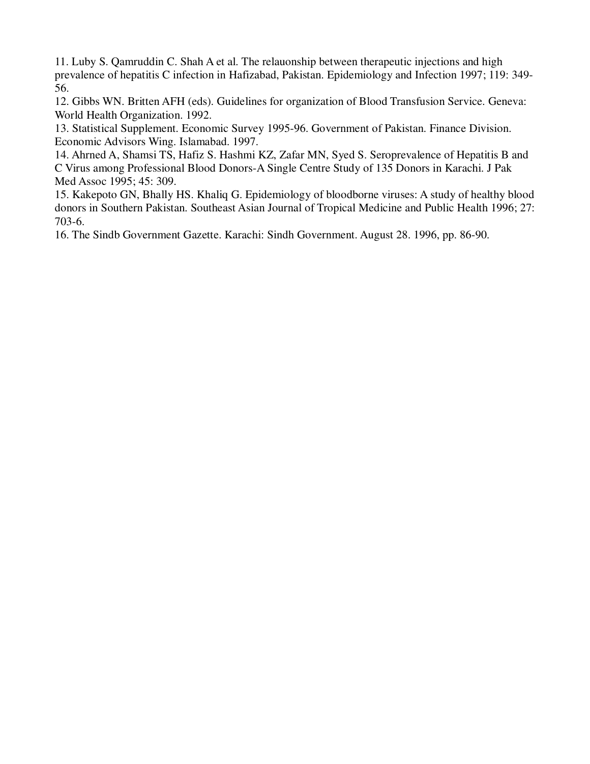11. Luby S. Qamruddin C. Shah A et al. The relauonship between therapeutic injections and high prevalence of hepatitis C infection in Hafizabad, Pakistan. Epidemiology and Infection 1997; 119: 349-56.

12. Gibbs WN. Britten AFH (eds). Guidelines for organization of Blood Transfusion Service. Geneva: World Health Organization. 1992.

13. Statistical Supplement. Economic Survey 1995-96. Government of Pakistan. Finance Division. Economic Advisors Wing. Islamabad. 1997.

14. Ahrned A, Shamsi TS, Hafiz S. Hashmi KZ, Zafar MN, Syed S. Seroprevalence of Hepatitis B and C Virus among Professional Blood Donors-A Single Centre Study of 135 Donors in Karachi. J Pak Med Assoc 1995; 45: 309.

15. Kakepoto GN, Bhally HS. Khaliq G. Epidemiology of bloodborne viruses: A study of healthy blood donors in Southern Pakistan. Southeast Asian Journal of Tropical Medicine and Public Health 1996; 27: 703-6.

16. The Sindb Government Gazette. Karachi: Sindh Government. August 28. 1996, pp. 86-90.